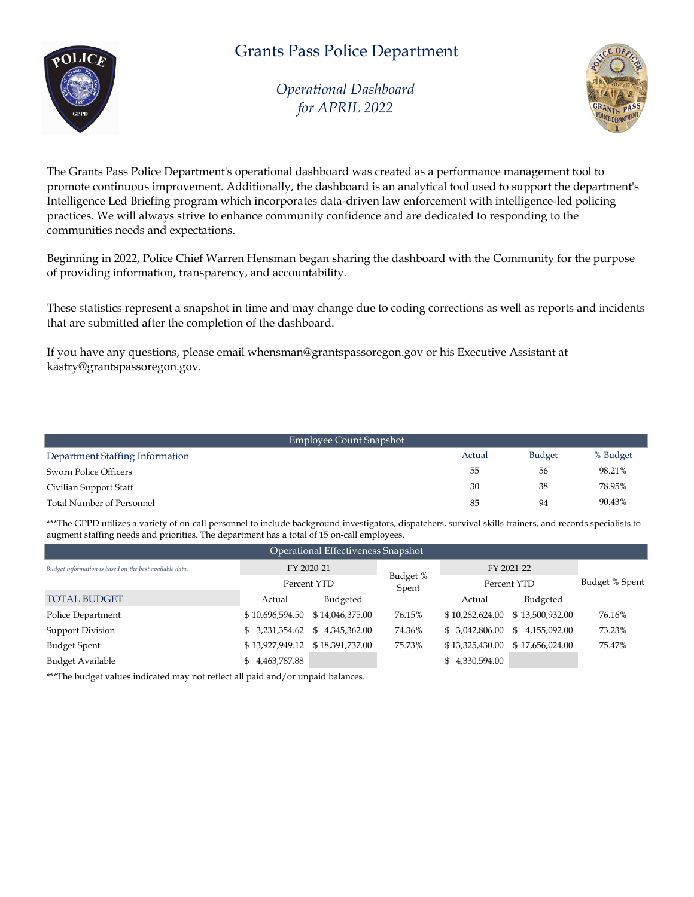# Grants Pass Police Department

## *Operational Dashboard for APRIL 2022*

The Grants Pass Police Department's operational dashboard was created as a performance management tool to promote continuous improvement. Additionally, the dashboard is an analytical tool used to support the department's Intelligence Led Briefing program which incorporates data-driven law enforcement with intelligence-led policing practices. We will always strive to enhance community confidence and are dedicated to responding to the communities needs and expectations.

Beginning in 2022, Police Chief Warren Hensman began sharing the dashboard with the Community for the purpose of providing information, transparency, and accountability.

These statistics represent a snapshot in time and may change due to coding corrections as well as reports and incidents that are submitted after the completion of the dashboard.

If you have any questions, please email whensman@grantspassoregon.gov or his Executive Assistant at kastry@grantspassoregon.gov.

### Employee Count Snapshot

| Department Staffing Information | Actual | Budget | % Budget |
|---|---|---|---|
| Sworn Police Officers | 55 | 56 | 98.21% |
| Civilian Support Staff | 30 | 38 | 78.95% |
| Total Number of Personnel | 85 | 94 | 90.43% |

***The GPPD utilizes a variety of on-call personnel to include background investigators, dispatchers, survival skills trainers, and records specialists to augment staffing needs and priorities. The department has a total of 15 on-call employees.

### Operational Effectiveness Snapshot

*Budget information is based on the best available data.*

| | FY 2020-21 | | Budget % Spent | FY 2021-22 | | Budget % Spent |
|---|---|---|---|---|---|---|
| | Percent YTD | | | Percent YTD | | |
| TOTAL BUDGET | Actual | Budgeted | | Actual | Budgeted | |
| Police Department | $ 10,696,594.50 | $ 14,046,375.00 | 76.15% | $ 10,282,624.00 | $ 13,500,932.00 | 76.16% |
| Support Division | $ 3,231,354.62 | $ 4,345,362.00 | 74.36% | $ 3,042,806.00 | $ 4,155,092.00 | 73.23% |
| Budget Spent | $ 13,927,949.12 | $ 18,391,737.00 | 75.73% | $ 13,325,430.00 | $ 17,656,024.00 | 75.47% |
| Budget Available | $ 4,463,787.88 | | | $ 4,330,594.00 | | |

***The budget values indicated may not reflect all paid and/or unpaid balances.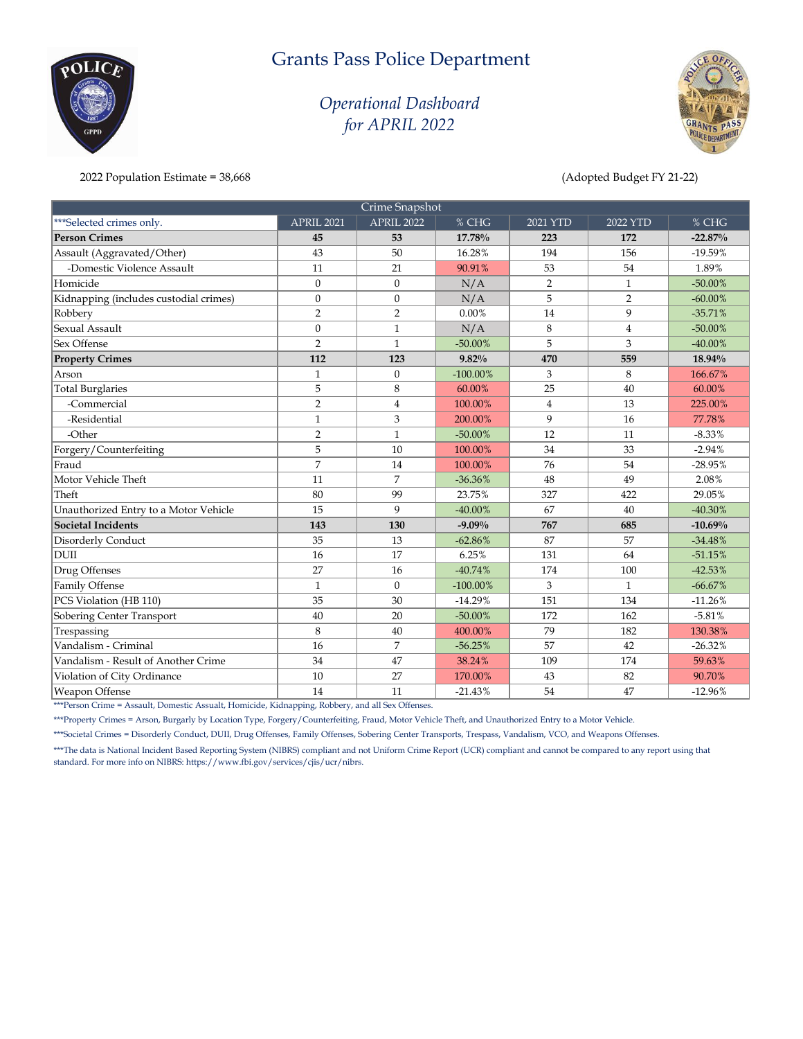# Grants Pass Police Department

*Operational Dashboard*
*for APRIL 2022*

2022 Population Estimate = 38,668

(Adopted Budget FY 21-22)

| Crime Snapshot | | | | | | |
|---|---|---|---|---|---|---|
| ***Selected crimes only. | APRIL 2021 | APRIL 2022 | % CHG | 2021 YTD | 2022 YTD | % CHG |
| **Person Crimes** | **45** | **53** | **17.78%** | **223** | **172** | **-22.87%** |
| Assault (Aggravated/Other) | 43 | 50 | 16.28% | 194 | 156 | -19.59% |
| -Domestic Violence Assault | 11 | 21 | 90.91% | 53 | 54 | 1.89% |
| Homicide | 0 | 0 | N/A | 2 | 1 | -50.00% |
| Kidnapping (includes custodial crimes) | 0 | 0 | N/A | 5 | 2 | -60.00% |
| Robbery | 2 | 2 | 0.00% | 14 | 9 | -35.71% |
| Sexual Assault | 0 | 1 | N/A | 8 | 4 | -50.00% |
| Sex Offense | 2 | 1 | -50.00% | 5 | 3 | -40.00% |
| **Property Crimes** | **112** | **123** | **9.82%** | **470** | **559** | **18.94%** |
| Arson | 1 | 0 | -100.00% | 3 | 8 | 166.67% |
| Total Burglaries | 5 | 8 | 60.00% | 25 | 40 | 60.00% |
| -Commercial | 2 | 4 | 100.00% | 4 | 13 | 225.00% |
| -Residential | 1 | 3 | 200.00% | 9 | 16 | 77.78% |
| -Other | 2 | 1 | -50.00% | 12 | 11 | -8.33% |
| Forgery/Counterfeiting | 5 | 10 | 100.00% | 34 | 33 | -2.94% |
| Fraud | 7 | 14 | 100.00% | 76 | 54 | -28.95% |
| Motor Vehicle Theft | 11 | 7 | -36.36% | 48 | 49 | 2.08% |
| Theft | 80 | 99 | 23.75% | 327 | 422 | 29.05% |
| Unauthorized Entry to a Motor Vehicle | 15 | 9 | -40.00% | 67 | 40 | -40.30% |
| **Societal Incidents** | **143** | **130** | **-9.09%** | **767** | **685** | **-10.69%** |
| Disorderly Conduct | 35 | 13 | -62.86% | 87 | 57 | -34.48% |
| DUII | 16 | 17 | 6.25% | 131 | 64 | -51.15% |
| Drug Offenses | 27 | 16 | -40.74% | 174 | 100 | -42.53% |
| Family Offense | 1 | 0 | -100.00% | 3 | 1 | -66.67% |
| PCS Violation (HB 110) | 35 | 30 | -14.29% | 151 | 134 | -11.26% |
| Sobering Center Transport | 40 | 20 | -50.00% | 172 | 162 | -5.81% |
| Trespassing | 8 | 40 | 400.00% | 79 | 182 | 130.38% |
| Vandalism - Criminal | 16 | 7 | -56.25% | 57 | 42 | -26.32% |
| Vandalism - Result of Another Crime | 34 | 47 | 38.24% | 109 | 174 | 59.63% |
| Violation of City Ordinance | 10 | 27 | 170.00% | 43 | 82 | 90.70% |
| Weapon Offense | 14 | 11 | -21.43% | 54 | 47 | -12.96% |

***Person Crime = Assault, Domestic Assault, Homicide, Kidnapping, Robbery, and all Sex Offenses.

***Property Crimes = Arson, Burgarly by Location Type, Forgery/Counterfeiting, Fraud, Motor Vehicle Theft, and Unauthorized Entry to a Motor Vehicle.

***Societal Crimes = Disorderly Conduct, DUII, Drug Offenses, Family Offenses, Sobering Center Transports, Trespass, Vandalism, VCO, and Weapons Offenses.

***The data is National Incident Based Reporting System (NIBRS) compliant and not Uniform Crime Report (UCR) compliant and cannot be compared to any report using that standard. For more info on NIBRS: https://www.fbi.gov/services/cjis/ucr/nibrs.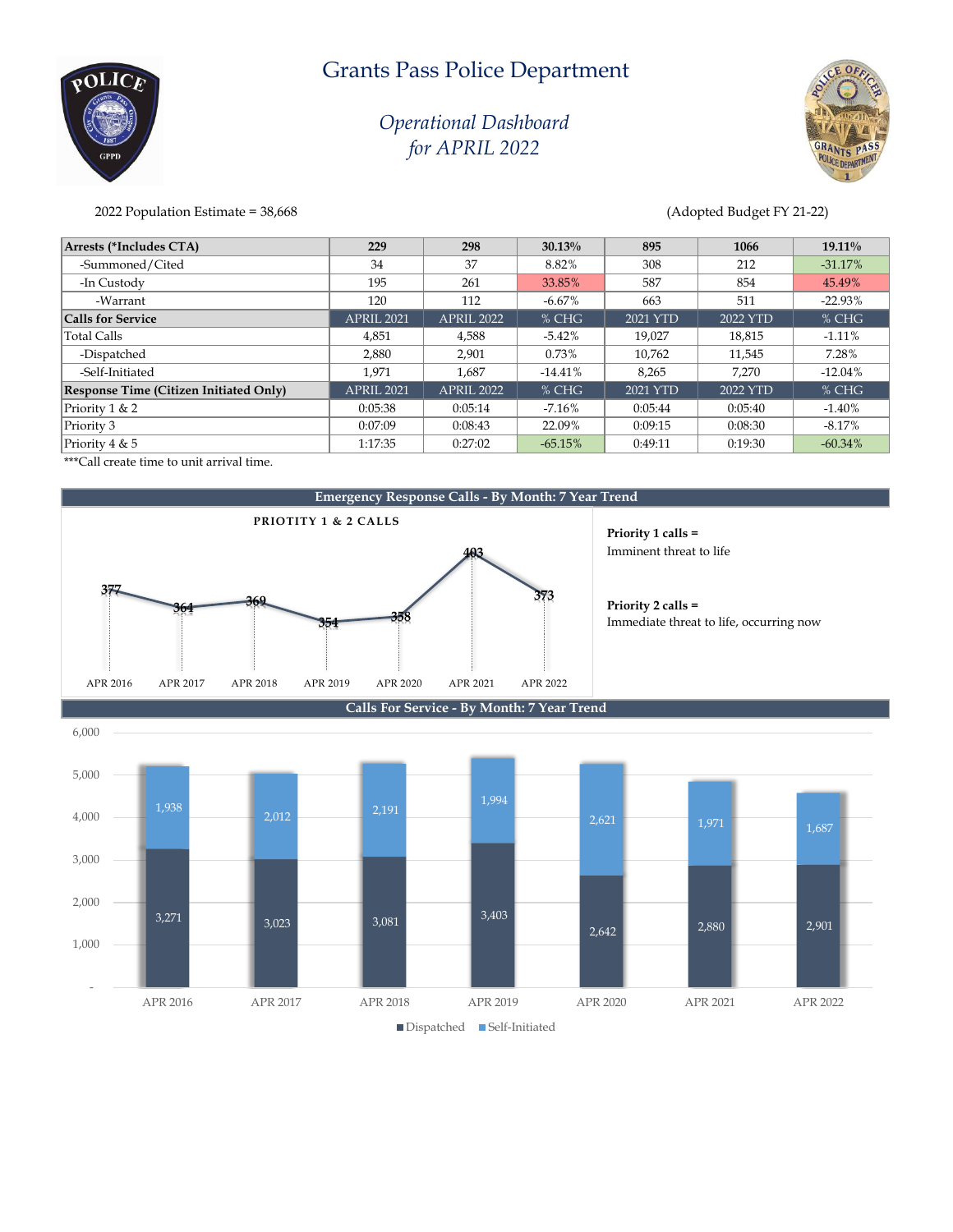# Grants Pass Police Department

## *Operational Dashboard for APRIL 2022*

2022 Population Estimate = 38,668

(Adopted Budget FY 21-22)

| **Arrests (*Includes CTA)** | **229** | **298** | **30.13%** | **895** | **1066** | **19.11%** |
|---|---|---|---|---|---|---|
| -Summoned/Cited | 34 | 37 | 8.82% | 308 | 212 | -31.17% |
| -In Custody | 195 | 261 | 33.85% | 587 | 854 | 45.49% |
| -Warrant | 120 | 112 | -6.67% | 663 | 511 | -22.93% |
| **Calls for Service** | APRIL 2021 | APRIL 2022 | % CHG | 2021 YTD | 2022 YTD | % CHG |
| Total Calls | 4,851 | 4,588 | -5.42% | 19,027 | 18,815 | -1.11% |
| -Dispatched | 2,880 | 2,901 | 0.73% | 10,762 | 11,545 | 7.28% |
| -Self-Initiated | 1,971 | 1,687 | -14.41% | 8,265 | 7,270 | -12.04% |
| **Response Time (Citizen Initiated Only)** | APRIL 2021 | APRIL 2022 | % CHG | 2021 YTD | 2022 YTD | % CHG |
| Priority 1 & 2 | 0:05:38 | 0:05:14 | -7.16% | 0:05:44 | 0:05:40 | -1.40% |
| Priority 3 | 0:07:09 | 0:08:43 | 22.09% | 0:09:15 | 0:08:30 | -8.17% |
| Priority 4 & 5 | 1:17:35 | 0:27:02 | -65.15% | 0:49:11 | 0:19:30 | -60.34% |

***Call create time to unit arrival time.

### Emergency Response Calls - By Month: 7 Year Trend

PRIOTITY 1 & 2 CALLS

| APR 2016 | APR 2017 | APR 2018 | APR 2019 | APR 2020 | APR 2021 | APR 2022 |
|---|---|---|---|---|---|---|
| 377 | 364 | 369 | 354 | 358 | 403 | 373 |

**Priority 1 calls =**
Imminent threat to life

**Priority 2 calls =**
Immediate threat to life, occurring now

### Calls For Service - By Month: 7 Year Trend

| | APR 2016 | APR 2017 | APR 2018 | APR 2019 | APR 2020 | APR 2021 | APR 2022 |
|---|---|---|---|---|---|---|---|
| Dispatched | 3,271 | 3,023 | 3,081 | 3,403 | 2,642 | 2,880 | 2,901 |
| Self-Initiated | 1,938 | 2,012 | 2,191 | 1,994 | 2,621 | 1,971 | 1,687 |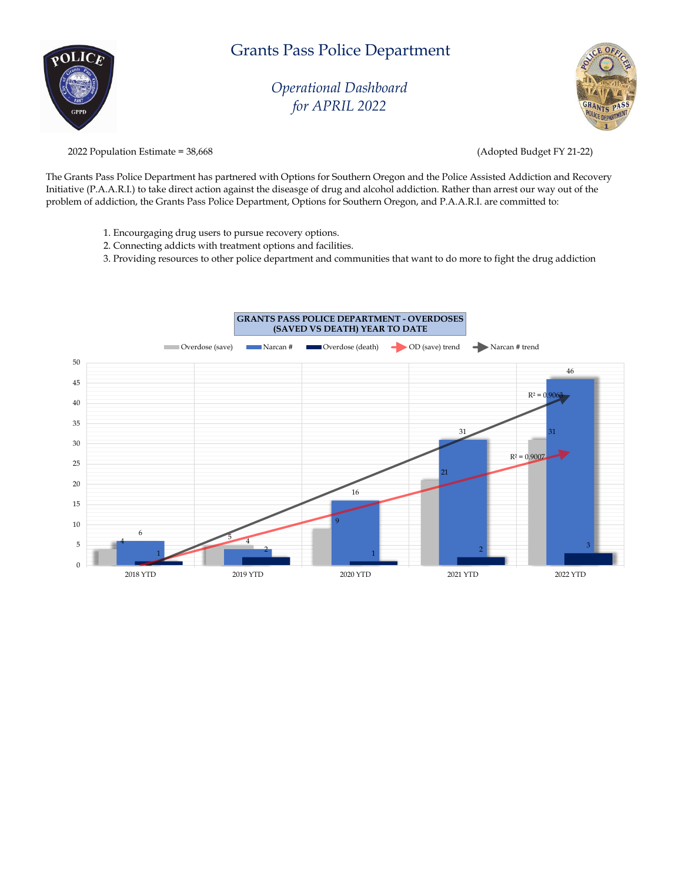# Grants Pass Police Department

*Operational Dashboard*
*for APRIL 2022*

2022 Population Estimate = 38,668

(Adopted Budget FY 21-22)

The Grants Pass Police Department has partnered with Options for Southern Oregon and the Police Assisted Addiction and Recovery Initiative (P.A.A.R.I.) to take direct action against the diseasge of drug and alcohol addiction. Rather than arrest our way out of the problem of addiction, the Grants Pass Police Department, Options for Southern Oregon, and P.A.A.R.I. are committed to:

1. Encourgaging drug users to pursue recovery options.
2. Connecting addicts with treatment options and facilities.
3. Providing resources to other police department and communities that want to do more to fight the drug addiction

GRANTS PASS POLICE DEPARTMENT - OVERDOSES
(SAVED VS DEATH) YEAR TO DATE

Overdose (save)
Narcan #
Overdose (death)
OD (save) trend
Narcan # trend

50
45
40
35
30
25
20
15
10
5
0

4
6
1
5
4
2
9
16
1
21
31
2
31
46
3

$R^2 = 0.9063$
$R^2 = 0.9007$

2018 YTD
2019 YTD
2020 YTD
2021 YTD
2022 YTD